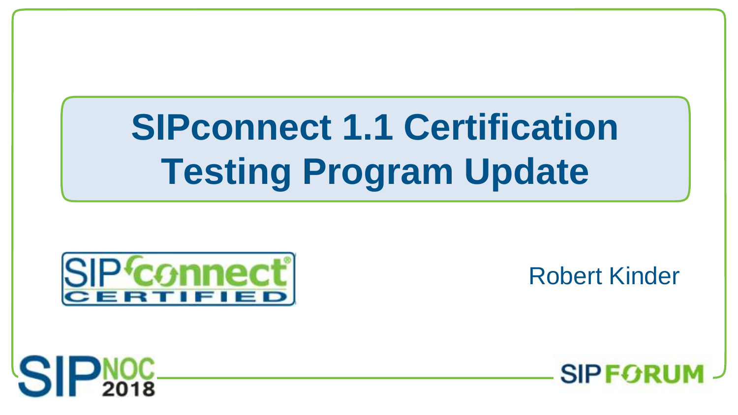# SIPconnect 1.1 Certification Testing Program Update

Robert Kinder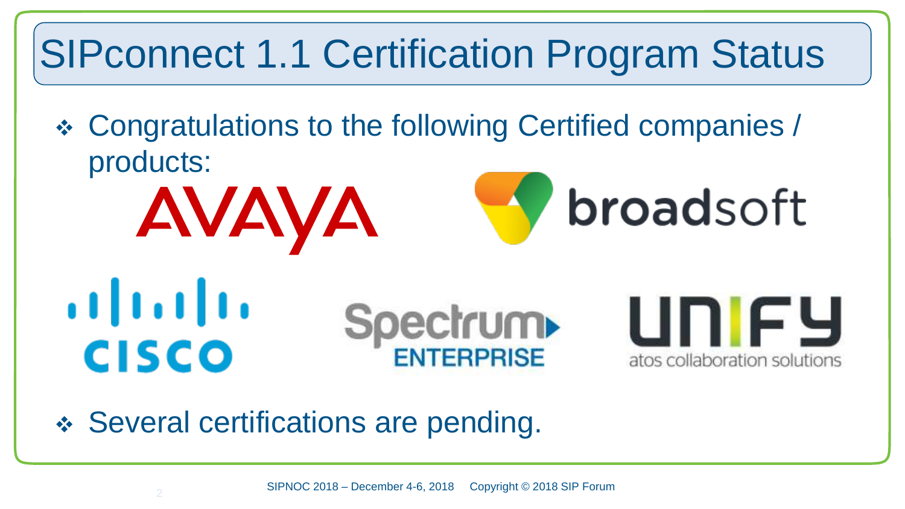# SIPconnect 1.1 Certification Program Status

- Congratulations to the following Certified companies / products:

AVAYA

broadsoft

CISCO

Spectrum ENTERPRISE

UNIFY atos collaboration solutions

- Several certifications are pending.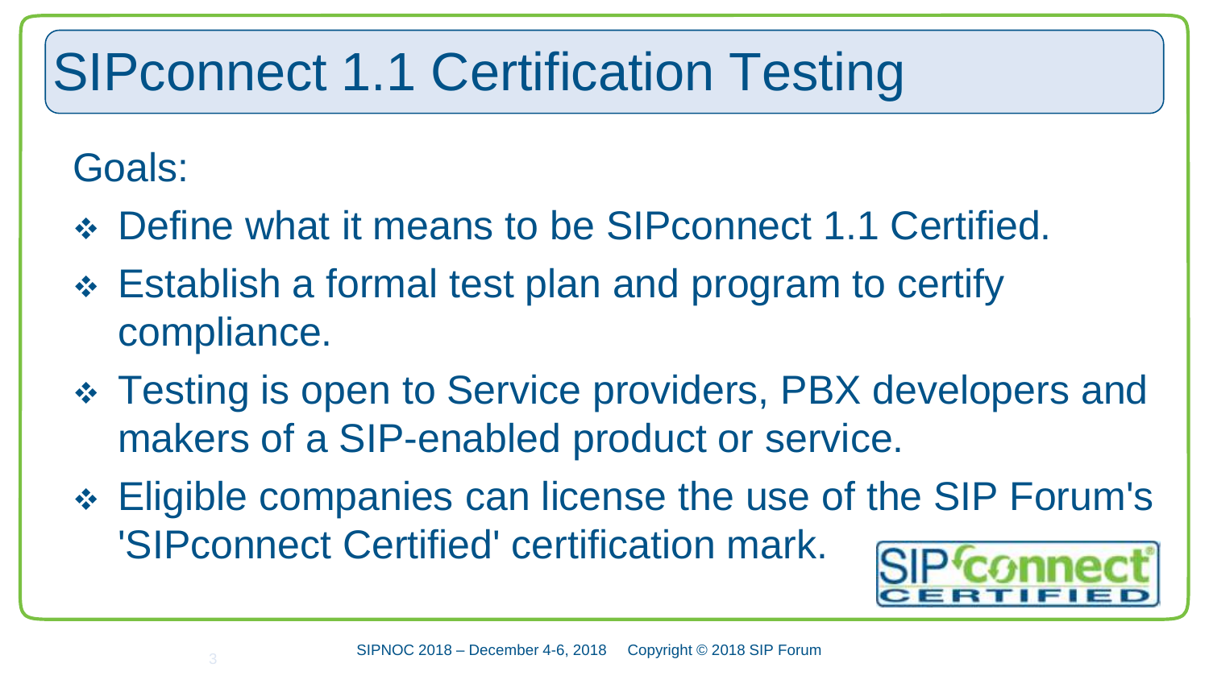# SIPconnect 1.1 Certification Testing

Goals:

- Define what it means to be SIPconnect 1.1 Certified.
- Establish a formal test plan and program to certify compliance.
- Testing is open to Service providers, PBX developers and makers of a SIP-enabled product or service.
- Eligible companies can license the use of the SIP Forum's 'SIPconnect Certified' certification mark.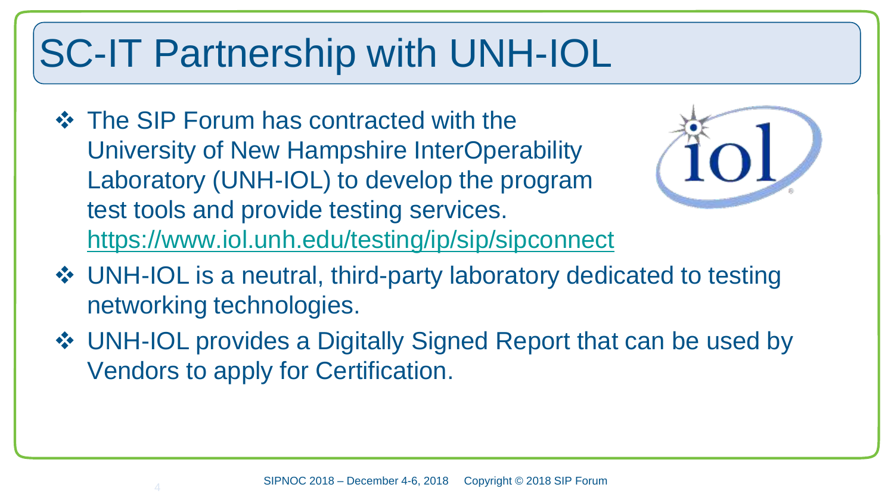# SC-IT Partnership with UNH-IOL

- The SIP Forum has contracted with the University of New Hampshire InterOperability Laboratory (UNH-IOL) to develop the program test tools and provide testing services. https://www.iol.unh.edu/testing/ip/sip/sipconnect
- UNH-IOL is a neutral, third-party laboratory dedicated to testing networking technologies.
- UNH-IOL provides a Digitally Signed Report that can be used by Vendors to apply for Certification.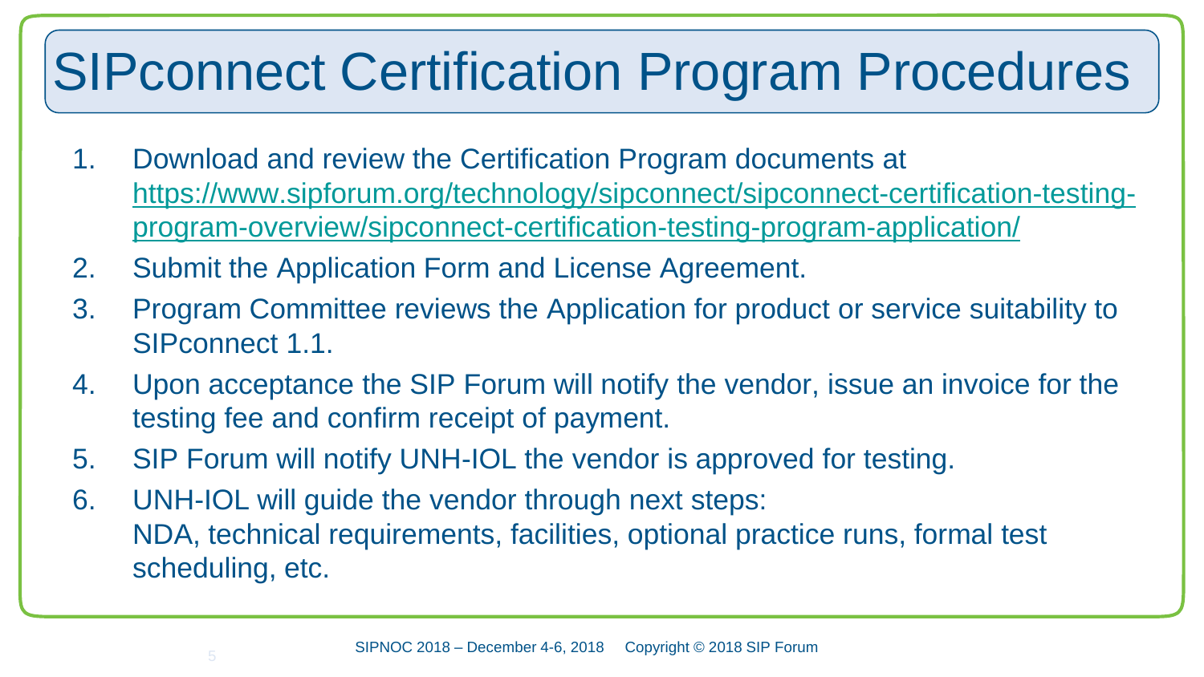# SIPconnect Certification Program Procedures

1. Download and review the Certification Program documents at [https://www.sipforum.org/technology/sipconnect/sipconnect-certification-testing-program-overview/sipconnect-certification-testing-program-application/](https://www.sipforum.org/technology/sipconnect/sipconnect-certification-testing-program-overview/sipconnect-certification-testing-program-application/)
2. Submit the Application Form and License Agreement.
3. Program Committee reviews the Application for product or service suitability to SIPconnect 1.1.
4. Upon acceptance the SIP Forum will notify the vendor, issue an invoice for the testing fee and confirm receipt of payment.
5. SIP Forum will notify UNH-IOL the vendor is approved for testing.
6. UNH-IOL will guide the vendor through next steps:
   NDA, technical requirements, facilities, optional practice runs, formal test scheduling, etc.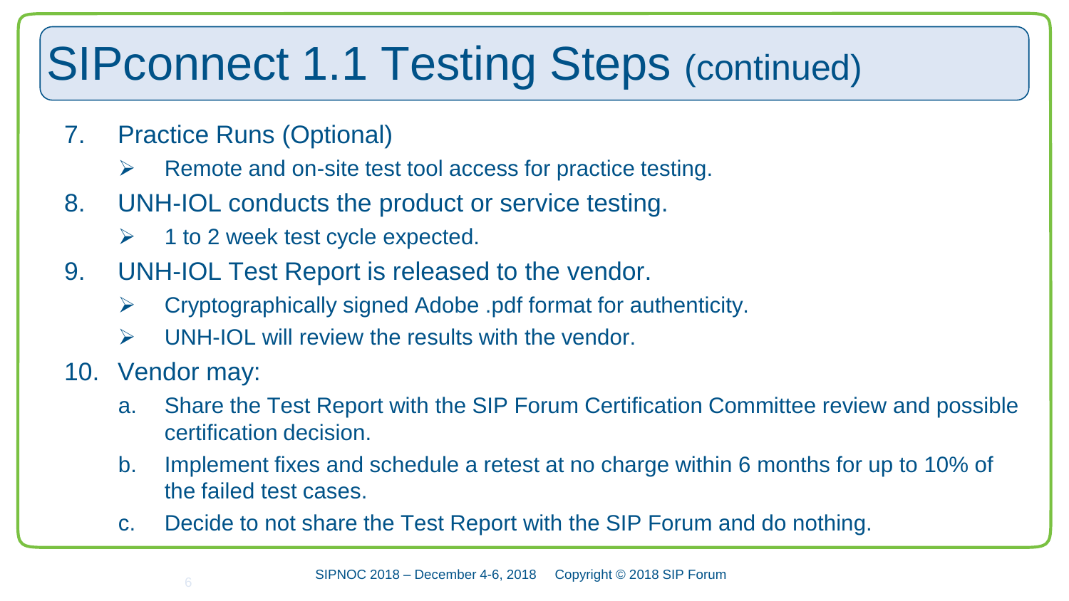# SIPconnect 1.1 Testing Steps (continued)

7. Practice Runs (Optional)
   - Remote and on-site test tool access for practice testing.
8. UNH-IOL conducts the product or service testing.
   - 1 to 2 week test cycle expected.
9. UNH-IOL Test Report is released to the vendor.
   - Cryptographically signed Adobe .pdf format for authenticity.
   - UNH-IOL will review the results with the vendor.
10. Vendor may:
    a. Share the Test Report with the SIP Forum Certification Committee review and possible certification decision.
    b. Implement fixes and schedule a retest at no charge within 6 months for up to 10% of the failed test cases.
    c. Decide to not share the Test Report with the SIP Forum and do nothing.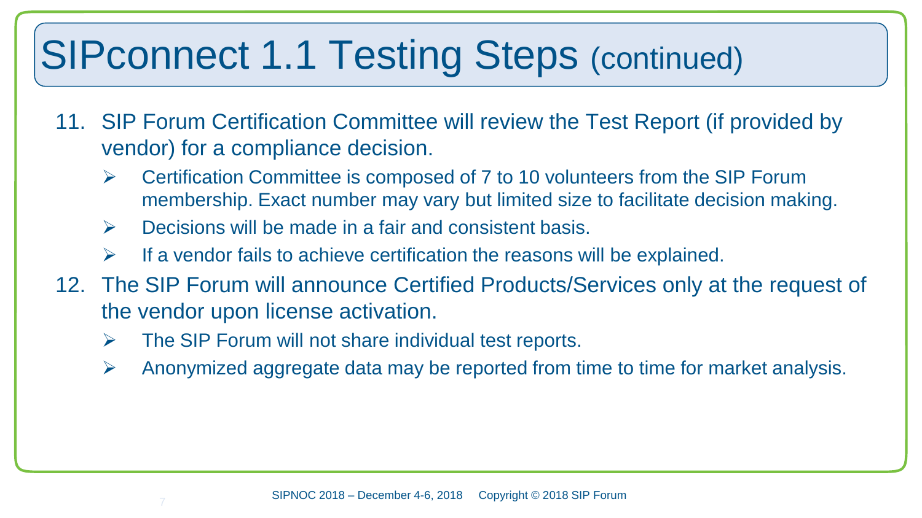# SIPconnect 1.1 Testing Steps (continued)

11. SIP Forum Certification Committee will review the Test Report (if provided by vendor) for a compliance decision.
    - Certification Committee is composed of 7 to 10 volunteers from the SIP Forum membership. Exact number may vary but limited size to facilitate decision making.
    - Decisions will be made in a fair and consistent basis.
    - If a vendor fails to achieve certification the reasons will be explained.
12. The SIP Forum will announce Certified Products/Services only at the request of the vendor upon license activation.
    - The SIP Forum will not share individual test reports.
    - Anonymized aggregate data may be reported from time to time for market analysis.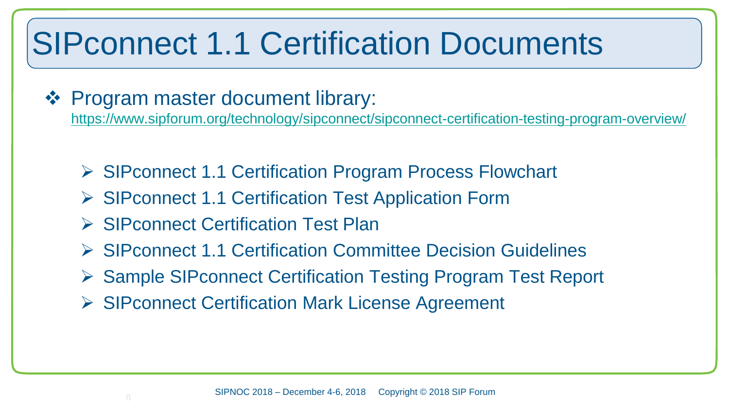# SIPconnect 1.1 Certification Documents

- Program master document library: https://www.sipforum.org/technology/sipconnect/sipconnect-certification-testing-program-overview/
  - SIPconnect 1.1 Certification Program Process Flowchart
  - SIPconnect 1.1 Certification Test Application Form
  - SIPconnect Certification Test Plan
  - SIPconnect 1.1 Certification Committee Decision Guidelines
  - Sample SIPconnect Certification Testing Program Test Report
  - SIPconnect Certification Mark License Agreement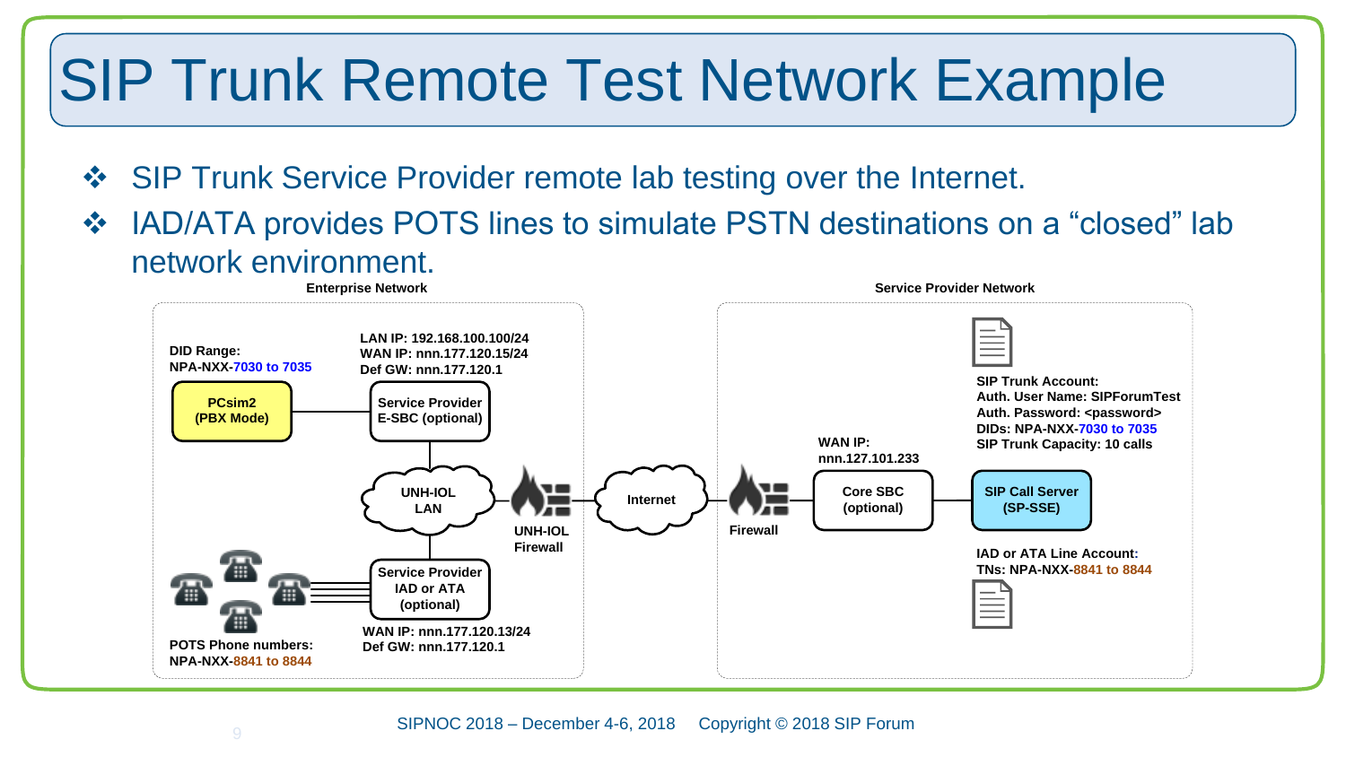# SIP Trunk Remote Test Network Example

- SIP Trunk Service Provider remote lab testing over the Internet.
- IAD/ATA provides POTS lines to simulate PSTN destinations on a “closed” lab network environment.

**Enterprise Network**

DID Range:
NPA-NXX-7030 to 7035

PCsim2
(PBX Mode)

LAN IP: 192.168.100.100/24
WAN IP: nnn.177.120.15/24
Def GW: nnn.177.120.1

Service Provider
E-SBC (optional)

UNH-IOL
LAN

UNH-IOL
Firewall

Service Provider
IAD or ATA
(optional)

WAN IP: nnn.177.120.13/24
Def GW: nnn.177.120.1

POTS Phone numbers:
NPA-NXX-8841 to 8844

Internet

**Service Provider Network**

Firewall

WAN IP:
nnn.127.101.233

Core SBC
(optional)

SIP Call Server
(SP-SSE)

SIP Trunk Account:
Auth. User Name: SIPForumTest
Auth. Password: <password>
DIDs: NPA-NXX-7030 to 7035
SIP Trunk Capacity: 10 calls

IAD or ATA Line Account:
TNs: NPA-NXX-8841 to 8844

SIPNOC 2018 – December 4-6, 2018 Copyright © 2018 SIP Forum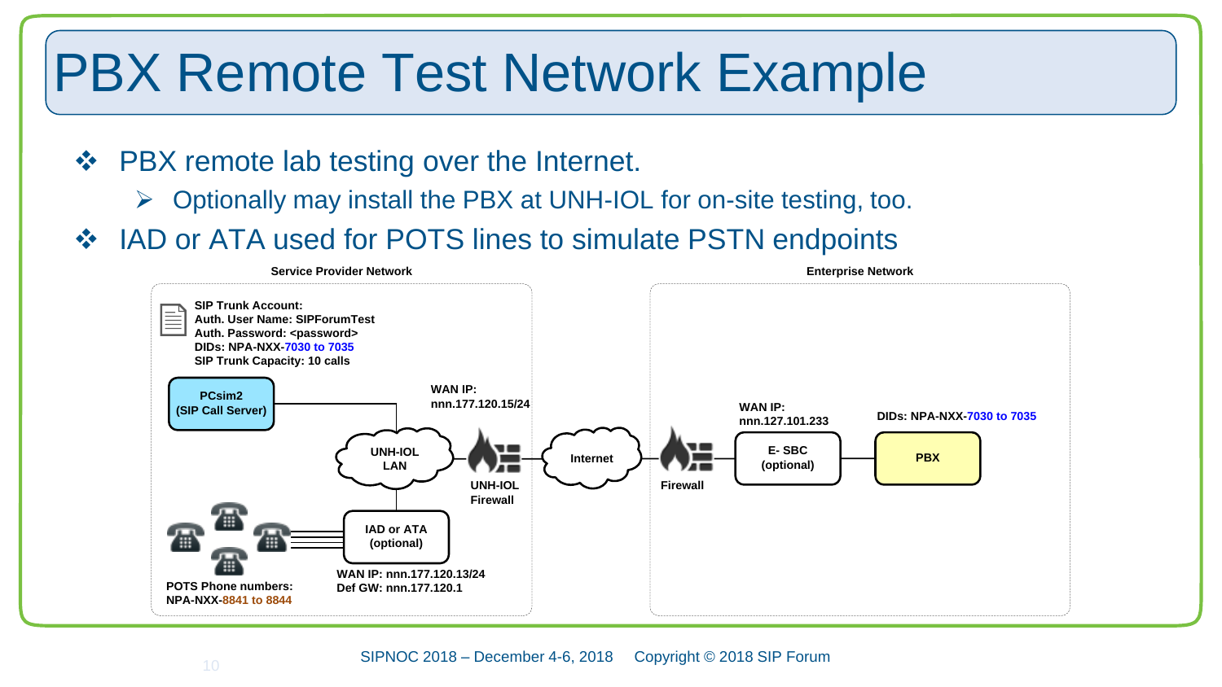# PBX Remote Test Network Example

- PBX remote lab testing over the Internet.
  - Optionally may install the PBX at UNH-IOL for on-site testing, too.
- IAD or ATA used for POTS lines to simulate PSTN endpoints

**Service Provider Network**

**SIP Trunk Account:**
**Auth. User Name: SIPForumTest**
**Auth. Password: <password>**
**DIDs: NPA-NXX-7030 to 7035**
**SIP Trunk Capacity: 10 calls**

**PCsim2 (SIP Call Server)**

**WAN IP: nnn.177.120.15/24**

**UNH-IOL LAN**

**UNH-IOL Firewall**

**IAD or ATA (optional)**

**WAN IP: nnn.177.120.13/24**
**Def GW: nnn.177.120.1**

**POTS Phone numbers: NPA-NXX-8841 to 8844**

**Internet**

**Enterprise Network**

**Firewall**

**WAN IP: nnn.127.101.233**

**E- SBC (optional)**

**DIDs: NPA-NXX-7030 to 7035**

**PBX**

SIPNOC 2018 – December 4-6, 2018 Copyright © 2018 SIP Forum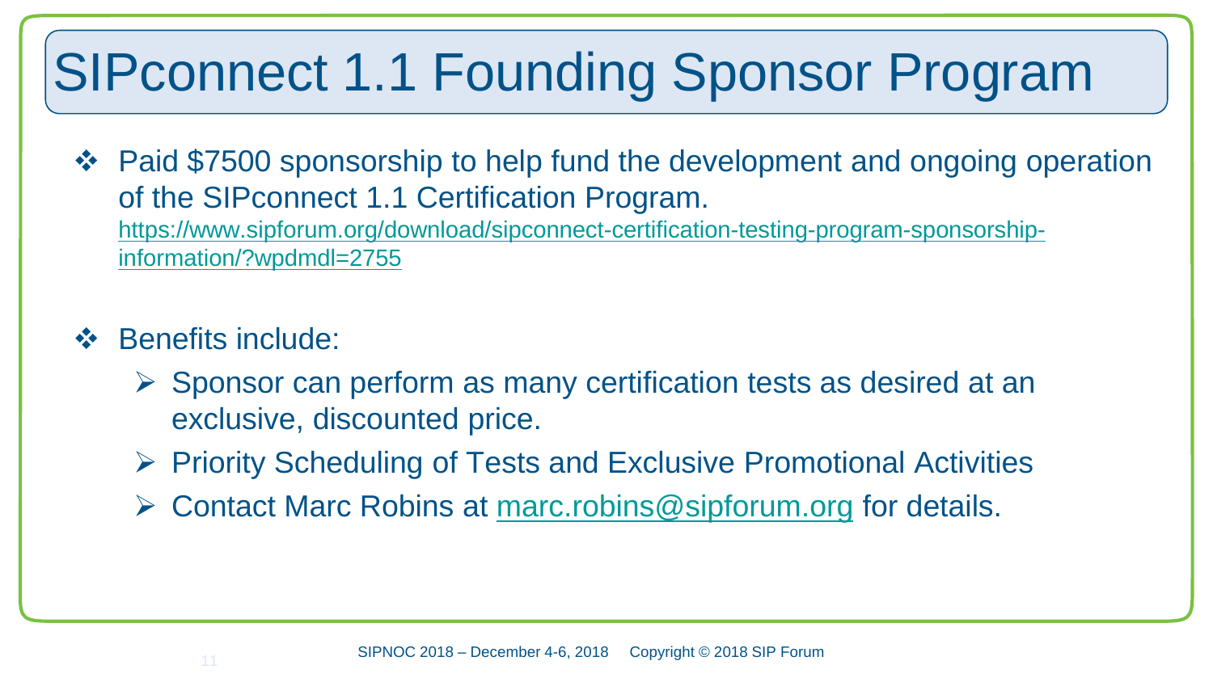# SIPconnect 1.1 Founding Sponsor Program

- Paid $7500 sponsorship to help fund the development and ongoing operation of the SIPconnect 1.1 Certification Program. https://www.sipforum.org/download/sipconnect-certification-testing-program-sponsorship-information/?wpdmdl=2755

- Benefits include:
  - Sponsor can perform as many certification tests as desired at an exclusive, discounted price.
  - Priority Scheduling of Tests and Exclusive Promotional Activities
  - Contact Marc Robins at marc.robins@sipforum.org for details.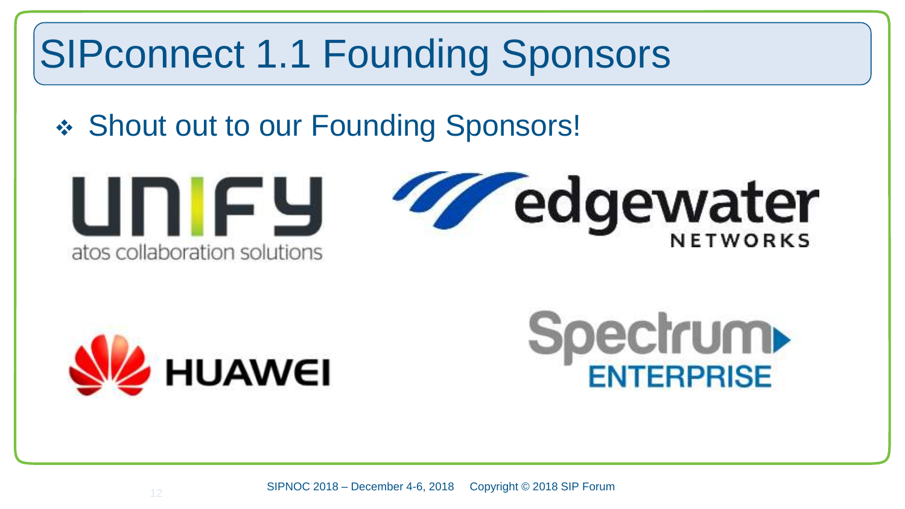# SIPconnect 1.1 Founding Sponsors

- Shout out to our Founding Sponsors!

UNIFY
atos collaboration solutions

edgewater NETWORKS

HUAWEI

Spectrum ENTERPRISE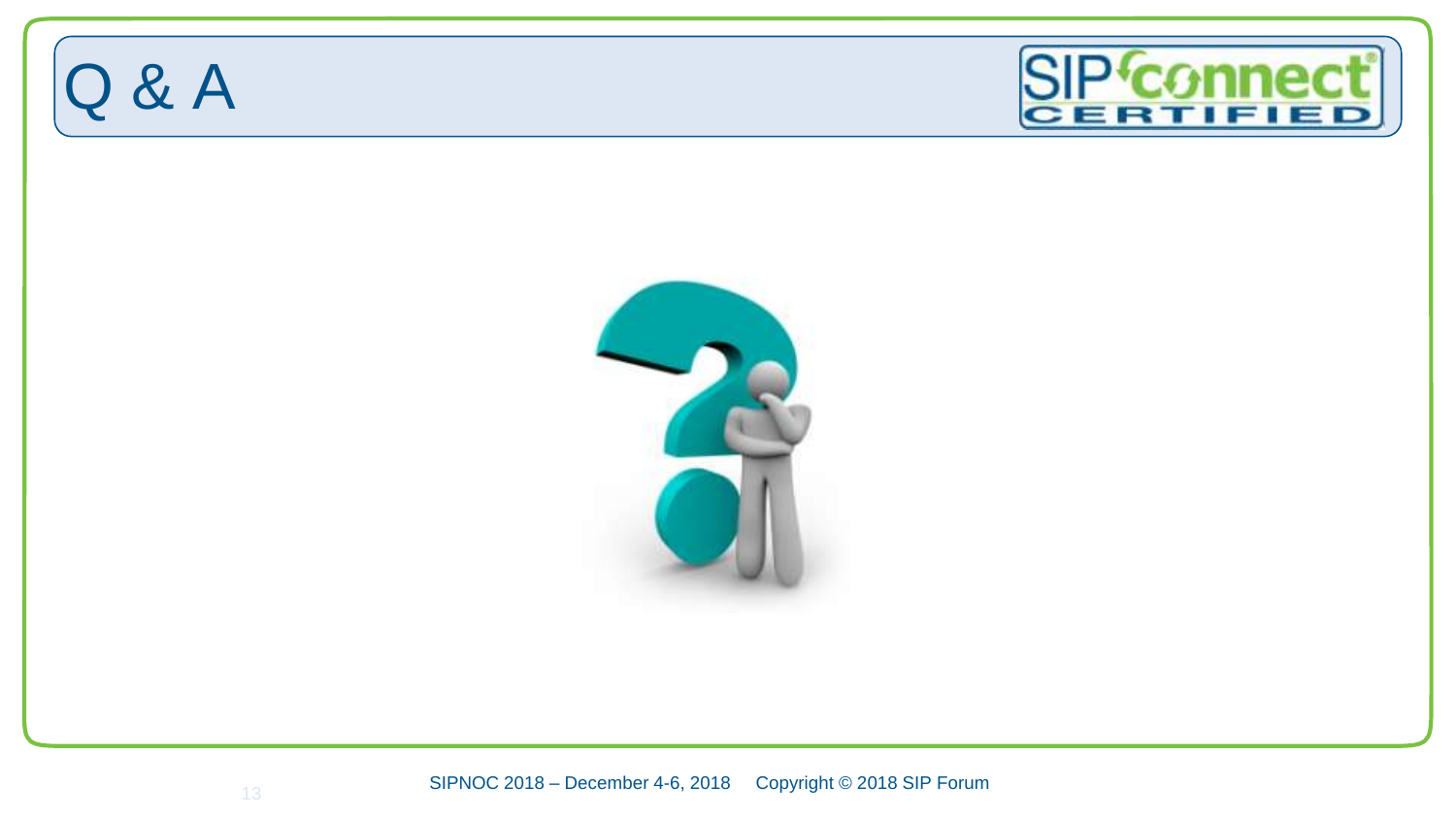# Q & A